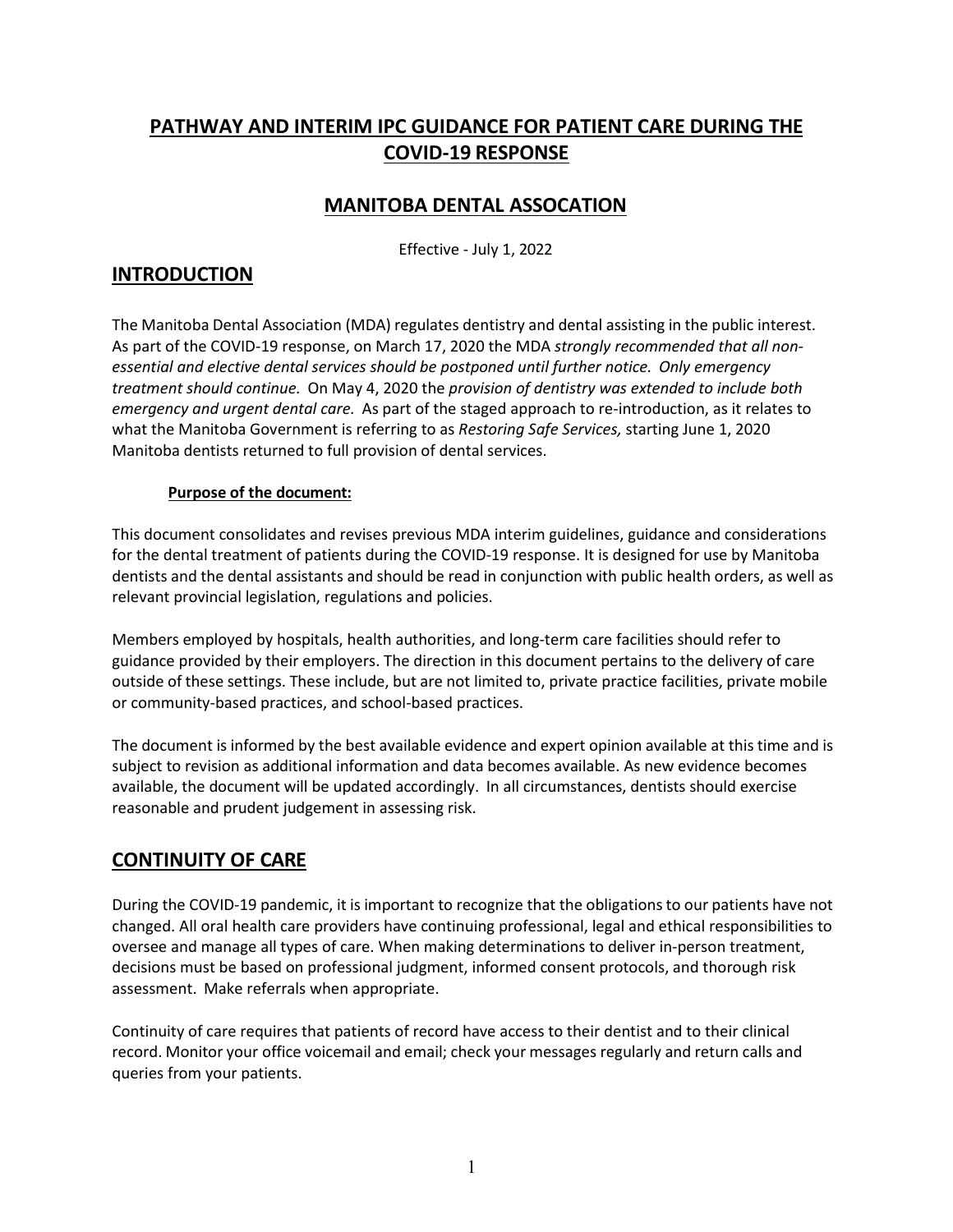# PATHWAY AND INTERIM IPC GUIDANCE FOR PATIENT CARE DURING THE COVID-19 RESPONSE

## MANITOBA DENTAL ASSOCATION

Effective - July 1, 2022

## INTRODUCTION

The Manitoba Dental Association (MDA) regulates dentistry and dental assisting in the public interest. As part of the COVID-19 response, on March 17, 2020 the MDA *strongly recommended that all non-essential and elective dental services should be postponed until further notice. Only emergency treatment should continue.* On May 4, 2020 the *provision of dentistry was extended to include both emergency and urgent dental care.* As part of the staged approach to re-introduction, as it relates to what the Manitoba Government is referring to as *Restoring Safe Services,* starting June 1, 2020 Manitoba dentists returned to full provision of dental services.

### Purpose of the document:

This document consolidates and revises previous MDA interim guidelines, guidance and considerations for the dental treatment of patients during the COVID-19 response. It is designed for use by Manitoba dentists and the dental assistants and should be read in conjunction with public health orders, as well as relevant provincial legislation, regulations and policies.

Members employed by hospitals, health authorities, and long-term care facilities should refer to guidance provided by their employers. The direction in this document pertains to the delivery of care outside of these settings. These include, but are not limited to, private practice facilities, private mobile or community-based practices, and school-based practices.

The document is informed by the best available evidence and expert opinion available at this time and is subject to revision as additional information and data becomes available. As new evidence becomes available, the document will be updated accordingly. In all circumstances, dentists should exercise reasonable and prudent judgement in assessing risk.

## CONTINUITY OF CARE

During the COVID-19 pandemic, it is important to recognize that the obligations to our patients have not changed. All oral health care providers have continuing professional, legal and ethical responsibilities to oversee and manage all types of care. When making determinations to deliver in-person treatment, decisions must be based on professional judgment, informed consent protocols, and thorough risk assessment. Make referrals when appropriate.

Continuity of care requires that patients of record have access to their dentist and to their clinical record. Monitor your office voicemail and email; check your messages regularly and return calls and queries from your patients.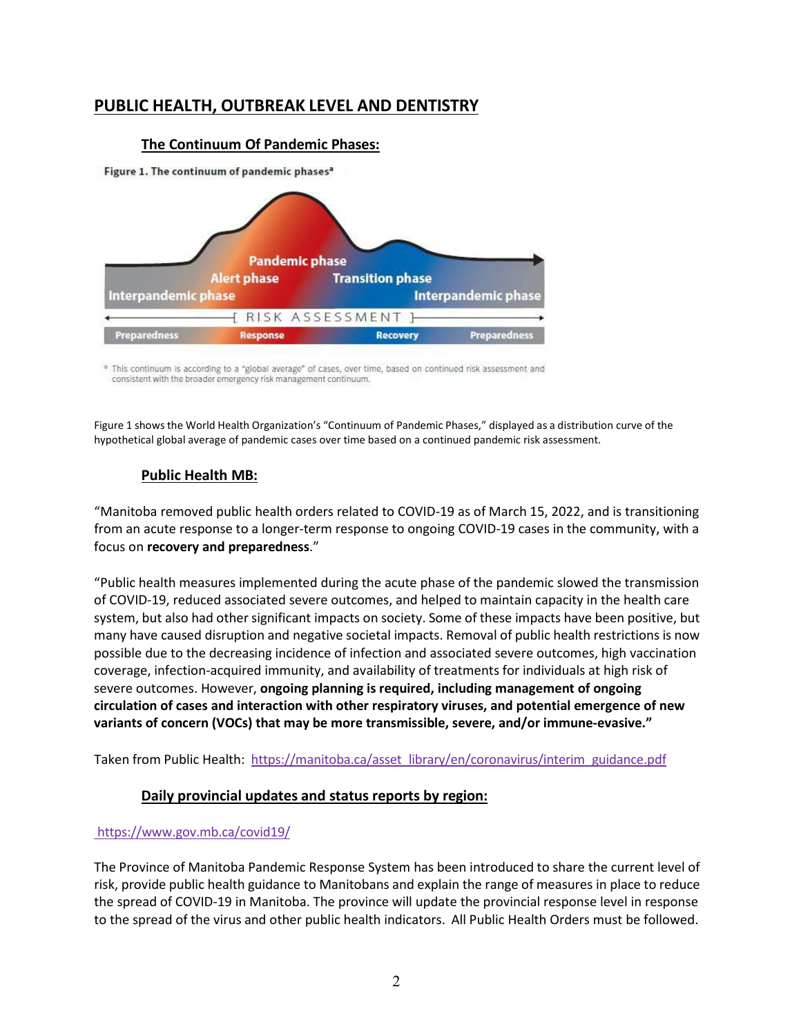# PUBLIC HEALTH, OUTBREAK LEVEL AND DENTISTRY

## The Continuum Of Pandemic Phases:

**Figure 1. The continuum of pandemic phases[a]**

Pandemic phase
Alert phase
Transition phase
Interpandemic phase
Interpandemic phase
[ RISK ASSESSMENT ]
Preparedness | Response | Recovery | Preparedness

[a] This continuum is according to a "global average" of cases, over time, based on continued risk assessment and consistent with the broader emergency risk management continuum.

Figure 1 shows the World Health Organization's "Continuum of Pandemic Phases," displayed as a distribution curve of the hypothetical global average of pandemic cases over time based on a continued pandemic risk assessment.

## Public Health MB:

"Manitoba removed public health orders related to COVID-19 as of March 15, 2022, and is transitioning from an acute response to a longer-term response to ongoing COVID-19 cases in the community, with a focus on **recovery and preparedness**."

"Public health measures implemented during the acute phase of the pandemic slowed the transmission of COVID-19, reduced associated severe outcomes, and helped to maintain capacity in the health care system, but also had other significant impacts on society. Some of these impacts have been positive, but many have caused disruption and negative societal impacts. Removal of public health restrictions is now possible due to the decreasing incidence of infection and associated severe outcomes, high vaccination coverage, infection-acquired immunity, and availability of treatments for individuals at high risk of severe outcomes. However, **ongoing planning is required, including management of ongoing circulation of cases and interaction with other respiratory viruses, and potential emergence of new variants of concern (VOCs) that may be more transmissible, severe, and/or immune-evasive."**

Taken from Public Health: https://manitoba.ca/asset_library/en/coronavirus/interim_guidance.pdf

## Daily provincial updates and status reports by region:

https://www.gov.mb.ca/covid19/

The Province of Manitoba Pandemic Response System has been introduced to share the current level of risk, provide public health guidance to Manitobans and explain the range of measures in place to reduce the spread of COVID-19 in Manitoba. The province will update the provincial response level in response to the spread of the virus and other public health indicators. All Public Health Orders must be followed.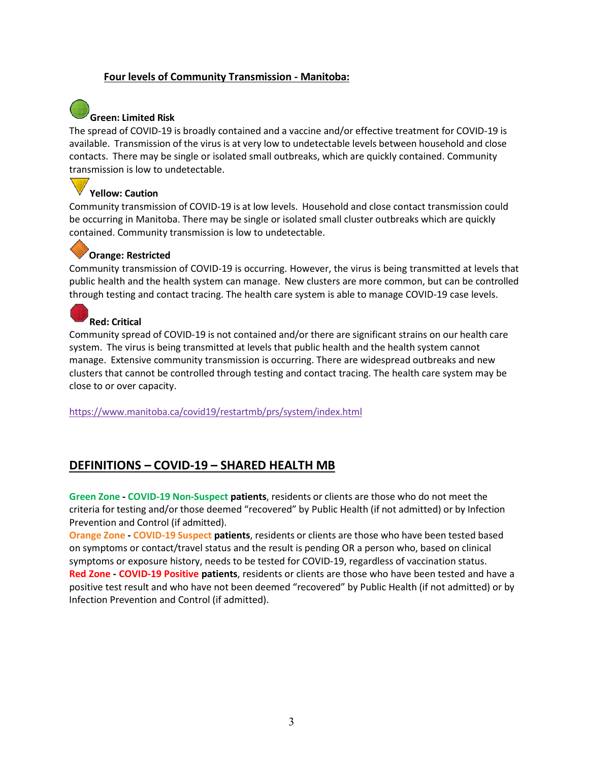## Four levels of Community Transmission - Manitoba:

### Green: Limited Risk

The spread of COVID-19 is broadly contained and a vaccine and/or effective treatment for COVID-19 is available. Transmission of the virus is at very low to undetectable levels between household and close contacts. There may be single or isolated small outbreaks, which are quickly contained. Community transmission is low to undetectable.

### Yellow: Caution

Community transmission of COVID-19 is at low levels. Household and close contact transmission could be occurring in Manitoba. There may be single or isolated small cluster outbreaks which are quickly contained. Community transmission is low to undetectable.

### Orange: Restricted

Community transmission of COVID-19 is occurring. However, the virus is being transmitted at levels that public health and the health system can manage. New clusters are more common, but can be controlled through testing and contact tracing. The health care system is able to manage COVID-19 case levels.

### Red: Critical

Community spread of COVID-19 is not contained and/or there are significant strains on our health care system. The virus is being transmitted at levels that public health and the health system cannot manage. Extensive community transmission is occurring. There are widespread outbreaks and new clusters that cannot be controlled through testing and contact tracing. The health care system may be close to or over capacity.

https://www.manitoba.ca/covid19/restartmb/prs/system/index.html

## DEFINITIONS – COVID-19 – SHARED HEALTH MB

**Green Zone - COVID-19 Non-Suspect patients**, residents or clients are those who do not meet the criteria for testing and/or those deemed "recovered" by Public Health (if not admitted) or by Infection Prevention and Control (if admitted).

**Orange Zone - COVID-19 Suspect patients**, residents or clients are those who have been tested based on symptoms or contact/travel status and the result is pending OR a person who, based on clinical symptoms or exposure history, needs to be tested for COVID-19, regardless of vaccination status.

**Red Zone - COVID-19 Positive patients**, residents or clients are those who have been tested and have a positive test result and who have not been deemed "recovered" by Public Health (if not admitted) or by Infection Prevention and Control (if admitted).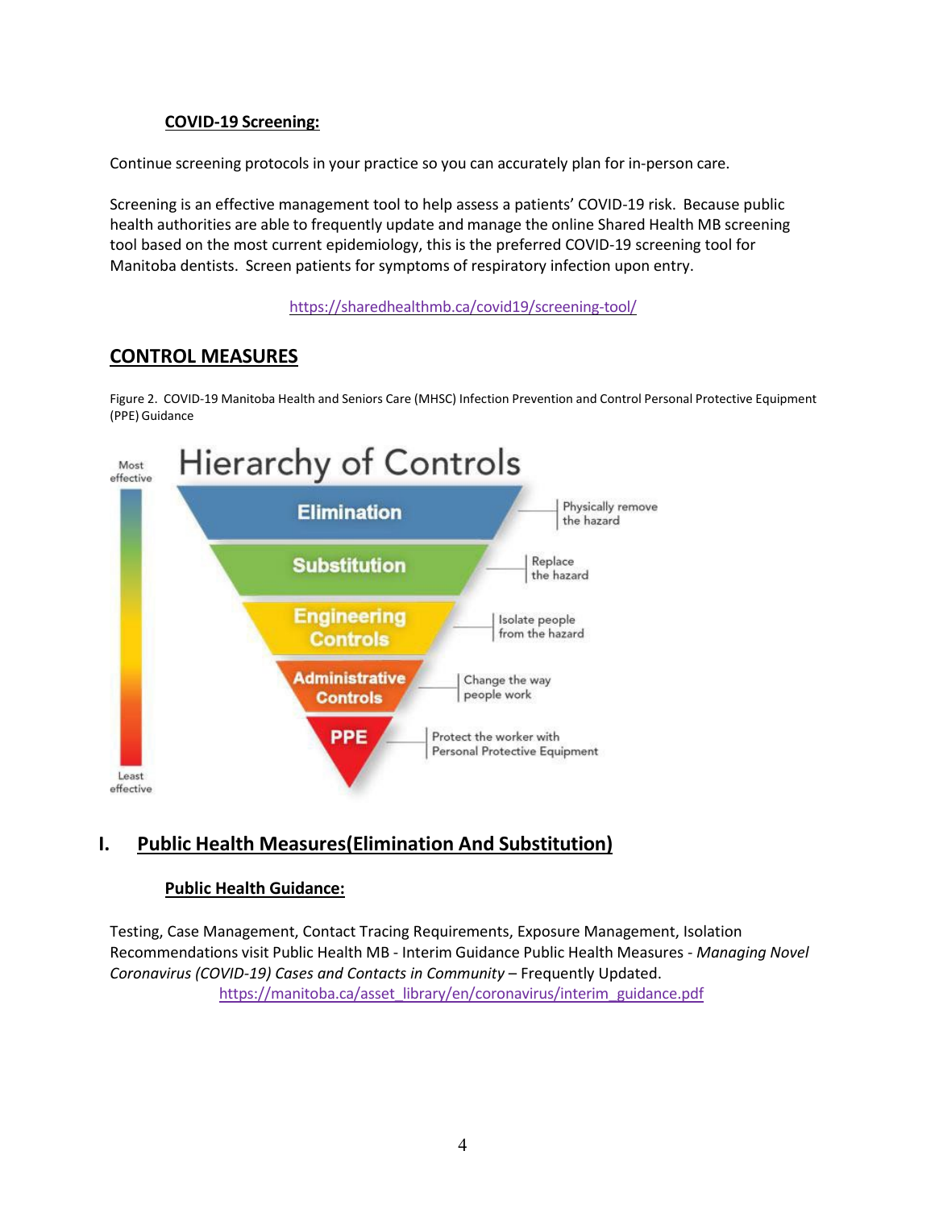### COVID-19 Screening:

Continue screening protocols in your practice so you can accurately plan for in-person care.

Screening is an effective management tool to help assess a patients' COVID-19 risk. Because public health authorities are able to frequently update and manage the online Shared Health MB screening tool based on the most current epidemiology, this is the preferred COVID-19 screening tool for Manitoba dentists. Screen patients for symptoms of respiratory infection upon entry.

https://sharedhealthmb.ca/covid19/screening-tool/

## CONTROL MEASURES

Figure 2. COVID-19 Manitoba Health and Seniors Care (MHSC) Infection Prevention and Control Personal Protective Equipment (PPE) Guidance

Hierarchy of Controls

Most effective

- **Elimination** – Physically remove the hazard
- **Substitution** – Replace the hazard
- **Engineering Controls** – Isolate people from the hazard
- **Administrative Controls** – Change the way people work
- **PPE** – Protect the worker with Personal Protective Equipment

Least effective

## I. Public Health Measures(Elimination And Substitution)

### Public Health Guidance:

Testing, Case Management, Contact Tracing Requirements, Exposure Management, Isolation Recommendations visit Public Health MB - Interim Guidance Public Health Measures - *Managing Novel Coronavirus (COVID-19) Cases and Contacts in Community* – Frequently Updated.
https://manitoba.ca/asset_library/en/coronavirus/interim_guidance.pdf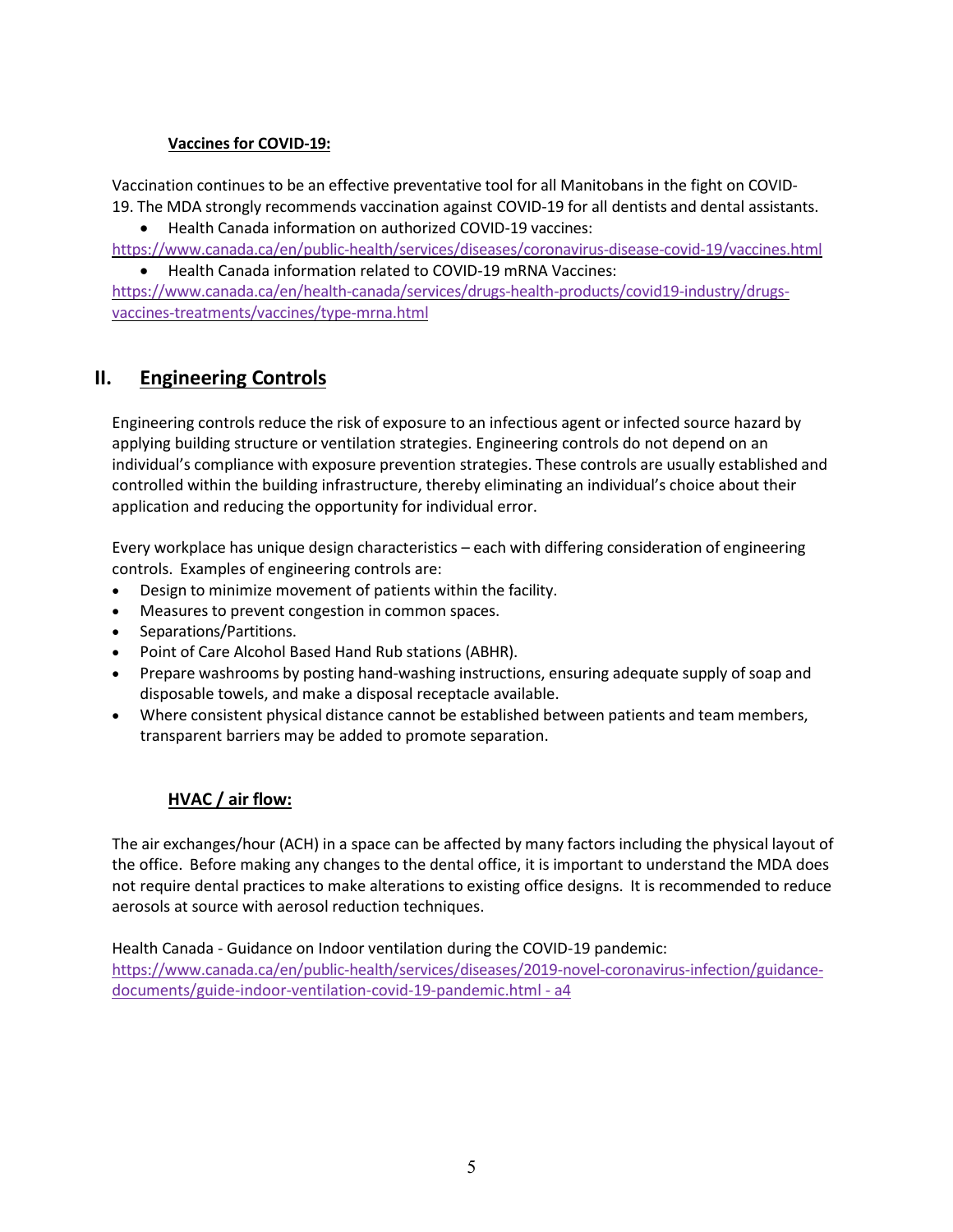### Vaccines for COVID-19:

Vaccination continues to be an effective preventative tool for all Manitobans in the fight on COVID-19. The MDA strongly recommends vaccination against COVID-19 for all dentists and dental assistants.

- Health Canada information on authorized COVID-19 vaccines:

https://www.canada.ca/en/public-health/services/diseases/coronavirus-disease-covid-19/vaccines.html

- Health Canada information related to COVID-19 mRNA Vaccines:

https://www.canada.ca/en/health-canada/services/drugs-health-products/covid19-industry/drugs-vaccines-treatments/vaccines/type-mrna.html

## II. Engineering Controls

Engineering controls reduce the risk of exposure to an infectious agent or infected source hazard by applying building structure or ventilation strategies. Engineering controls do not depend on an individual's compliance with exposure prevention strategies. These controls are usually established and controlled within the building infrastructure, thereby eliminating an individual's choice about their application and reducing the opportunity for individual error.

Every workplace has unique design characteristics – each with differing consideration of engineering controls. Examples of engineering controls are:

- Design to minimize movement of patients within the facility.
- Measures to prevent congestion in common spaces.
- Separations/Partitions.
- Point of Care Alcohol Based Hand Rub stations (ABHR).
- Prepare washrooms by posting hand-washing instructions, ensuring adequate supply of soap and disposable towels, and make a disposal receptacle available.
- Where consistent physical distance cannot be established between patients and team members, transparent barriers may be added to promote separation.

### HVAC / air flow:

The air exchanges/hour (ACH) in a space can be affected by many factors including the physical layout of the office. Before making any changes to the dental office, it is important to understand the MDA does not require dental practices to make alterations to existing office designs. It is recommended to reduce aerosols at source with aerosol reduction techniques.

Health Canada - Guidance on Indoor ventilation during the COVID-19 pandemic:
https://www.canada.ca/en/public-health/services/diseases/2019-novel-coronavirus-infection/guidance-documents/guide-indoor-ventilation-covid-19-pandemic.html - a4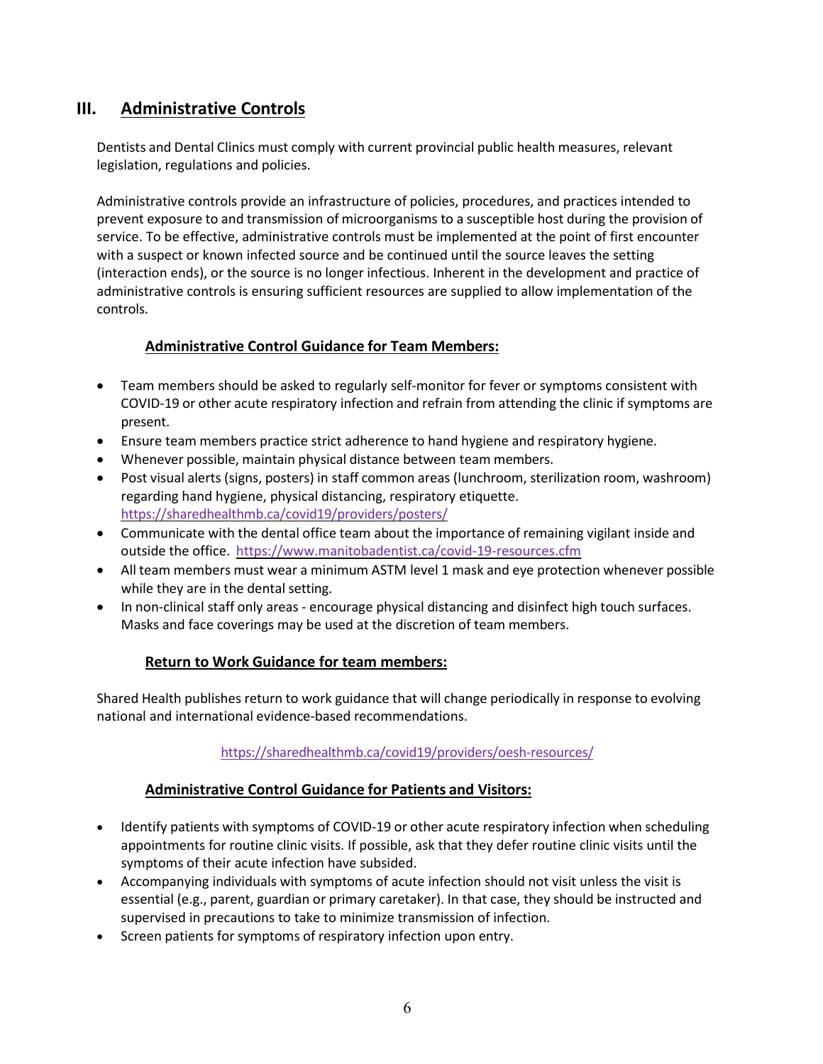## III. Administrative Controls

Dentists and Dental Clinics must comply with current provincial public health measures, relevant legislation, regulations and policies.

Administrative controls provide an infrastructure of policies, procedures, and practices intended to prevent exposure to and transmission of microorganisms to a susceptible host during the provision of service. To be effective, administrative controls must be implemented at the point of first encounter with a suspect or known infected source and be continued until the source leaves the setting (interaction ends), or the source is no longer infectious. Inherent in the development and practice of administrative controls is ensuring sufficient resources are supplied to allow implementation of the controls.

### Administrative Control Guidance for Team Members:

- Team members should be asked to regularly self-monitor for fever or symptoms consistent with COVID-19 or other acute respiratory infection and refrain from attending the clinic if symptoms are present.
- Ensure team members practice strict adherence to hand hygiene and respiratory hygiene.
- Whenever possible, maintain physical distance between team members.
- Post visual alerts (signs, posters) in staff common areas (lunchroom, sterilization room, washroom) regarding hand hygiene, physical distancing, respiratory etiquette. https://sharedhealthmb.ca/covid19/providers/posters/
- Communicate with the dental office team about the importance of remaining vigilant inside and outside the office. https://www.manitobadentist.ca/covid-19-resources.cfm
- All team members must wear a minimum ASTM level 1 mask and eye protection whenever possible while they are in the dental setting.
- In non-clinical staff only areas - encourage physical distancing and disinfect high touch surfaces. Masks and face coverings may be used at the discretion of team members.

### Return to Work Guidance for team members:

Shared Health publishes return to work guidance that will change periodically in response to evolving national and international evidence-based recommendations.

https://sharedhealthmb.ca/covid19/providers/oesh-resources/

### Administrative Control Guidance for Patients and Visitors:

- Identify patients with symptoms of COVID-19 or other acute respiratory infection when scheduling appointments for routine clinic visits. If possible, ask that they defer routine clinic visits until the symptoms of their acute infection have subsided.
- Accompanying individuals with symptoms of acute infection should not visit unless the visit is essential (e.g., parent, guardian or primary caretaker). In that case, they should be instructed and supervised in precautions to take to minimize transmission of infection.
- Screen patients for symptoms of respiratory infection upon entry.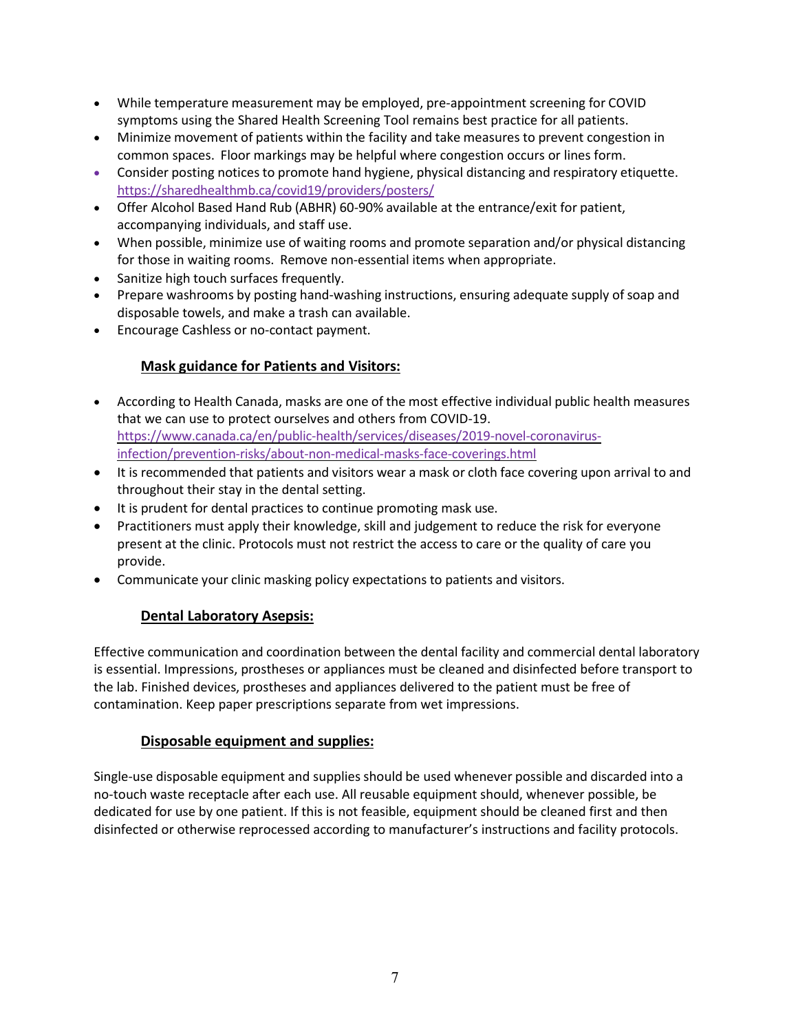- While temperature measurement may be employed, pre-appointment screening for COVID symptoms using the Shared Health Screening Tool remains best practice for all patients.
- Minimize movement of patients within the facility and take measures to prevent congestion in common spaces. Floor markings may be helpful where congestion occurs or lines form.
- Consider posting notices to promote hand hygiene, physical distancing and respiratory etiquette. https://sharedhealthmb.ca/covid19/providers/posters/
- Offer Alcohol Based Hand Rub (ABHR) 60-90% available at the entrance/exit for patient, accompanying individuals, and staff use.
- When possible, minimize use of waiting rooms and promote separation and/or physical distancing for those in waiting rooms. Remove non-essential items when appropriate.
- Sanitize high touch surfaces frequently.
- Prepare washrooms by posting hand-washing instructions, ensuring adequate supply of soap and disposable towels, and make a trash can available.
- Encourage Cashless or no-contact payment.

## Mask guidance for Patients and Visitors:

- According to Health Canada, masks are one of the most effective individual public health measures that we can use to protect ourselves and others from COVID-19. https://www.canada.ca/en/public-health/services/diseases/2019-novel-coronavirus-infection/prevention-risks/about-non-medical-masks-face-coverings.html
- It is recommended that patients and visitors wear a mask or cloth face covering upon arrival to and throughout their stay in the dental setting.
- It is prudent for dental practices to continue promoting mask use.
- Practitioners must apply their knowledge, skill and judgement to reduce the risk for everyone present at the clinic. Protocols must not restrict the access to care or the quality of care you provide.
- Communicate your clinic masking policy expectations to patients and visitors.

## Dental Laboratory Asepsis:

Effective communication and coordination between the dental facility and commercial dental laboratory is essential. Impressions, prostheses or appliances must be cleaned and disinfected before transport to the lab. Finished devices, prostheses and appliances delivered to the patient must be free of contamination. Keep paper prescriptions separate from wet impressions.

## Disposable equipment and supplies:

Single-use disposable equipment and supplies should be used whenever possible and discarded into a no-touch waste receptacle after each use. All reusable equipment should, whenever possible, be dedicated for use by one patient. If this is not feasible, equipment should be cleaned first and then disinfected or otherwise reprocessed according to manufacturer's instructions and facility protocols.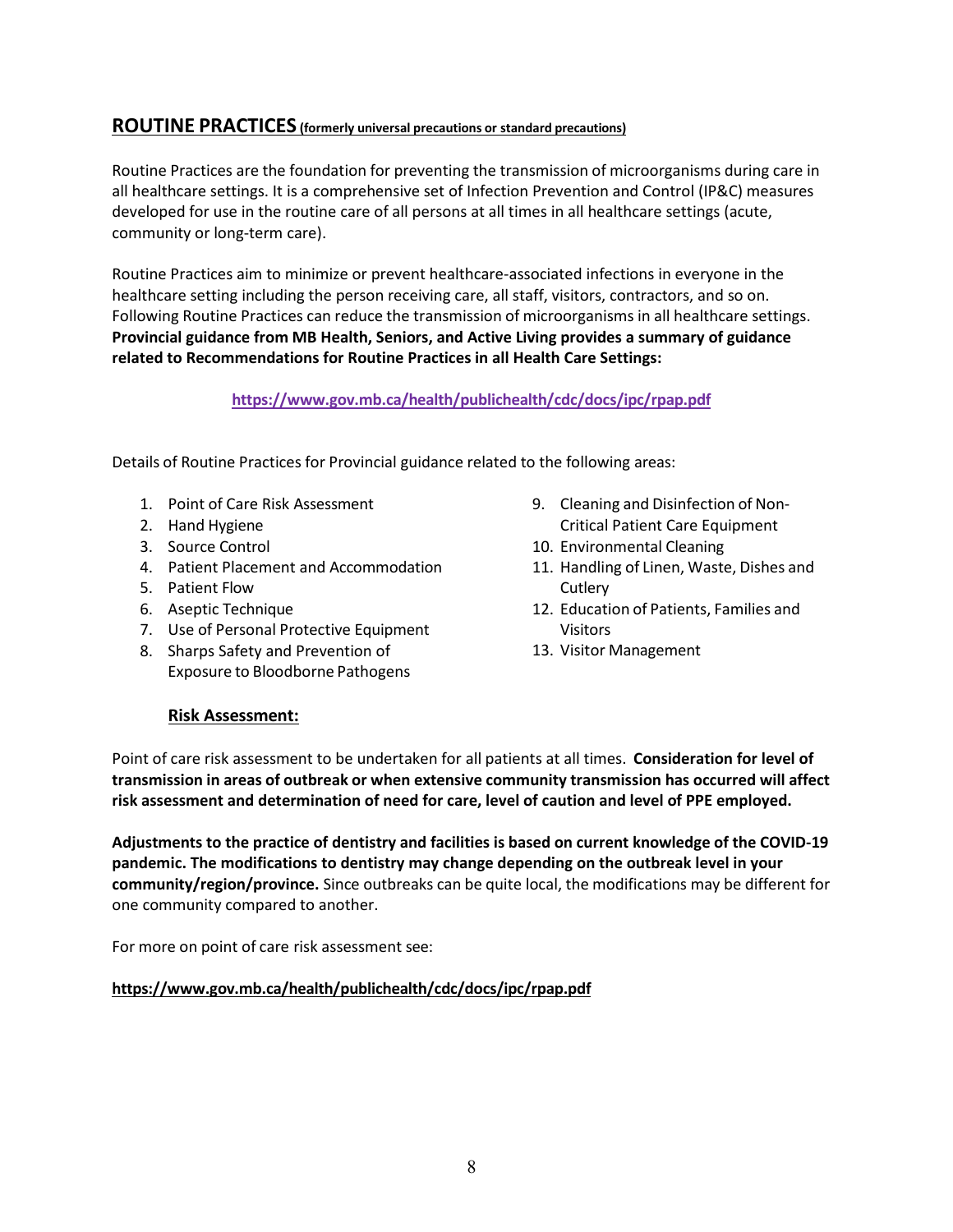## ROUTINE PRACTICES (formerly universal precautions or standard precautions)

Routine Practices are the foundation for preventing the transmission of microorganisms during care in all healthcare settings. It is a comprehensive set of Infection Prevention and Control (IP&C) measures developed for use in the routine care of all persons at all times in all healthcare settings (acute, community or long-term care).

Routine Practices aim to minimize or prevent healthcare-associated infections in everyone in the healthcare setting including the person receiving care, all staff, visitors, contractors, and so on. Following Routine Practices can reduce the transmission of microorganisms in all healthcare settings. **Provincial guidance from MB Health, Seniors, and Active Living provides a summary of guidance related to Recommendations for Routine Practices in all Health Care Settings:**

**https://www.gov.mb.ca/health/publichealth/cdc/docs/ipc/rpap.pdf**

Details of Routine Practices for Provincial guidance related to the following areas:

1. Point of Care Risk Assessment
2. Hand Hygiene
3. Source Control
4. Patient Placement and Accommodation
5. Patient Flow
6. Aseptic Technique
7. Use of Personal Protective Equipment
8. Sharps Safety and Prevention of Exposure to Bloodborne Pathogens
9. Cleaning and Disinfection of Non-Critical Patient Care Equipment
10. Environmental Cleaning
11. Handling of Linen, Waste, Dishes and Cutlery
12. Education of Patients, Families and Visitors
13. Visitor Management

### Risk Assessment:

Point of care risk assessment to be undertaken for all patients at all times. **Consideration for level of transmission in areas of outbreak or when extensive community transmission has occurred will affect risk assessment and determination of need for care, level of caution and level of PPE employed.**

**Adjustments to the practice of dentistry and facilities is based on current knowledge of the COVID-19 pandemic. The modifications to dentistry may change depending on the outbreak level in your community/region/province.** Since outbreaks can be quite local, the modifications may be different for one community compared to another.

For more on point of care risk assessment see:

**https://www.gov.mb.ca/health/publichealth/cdc/docs/ipc/rpap.pdf**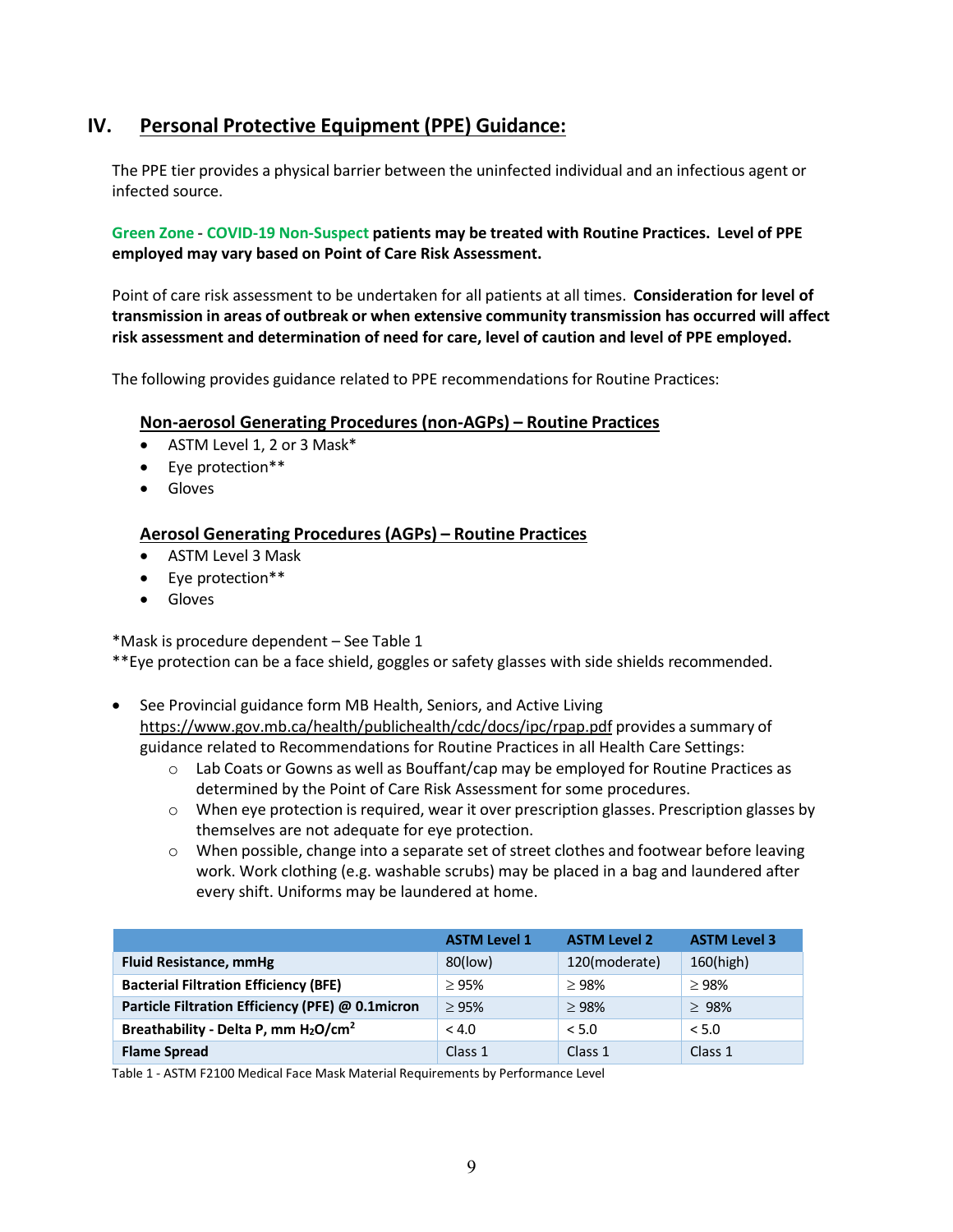## IV. Personal Protective Equipment (PPE) Guidance:

The PPE tier provides a physical barrier between the uninfected individual and an infectious agent or infected source.

**Green Zone - COVID-19 Non-Suspect patients may be treated with Routine Practices. Level of PPE employed may vary based on Point of Care Risk Assessment.**

Point of care risk assessment to be undertaken for all patients at all times. **Consideration for level of transmission in areas of outbreak or when extensive community transmission has occurred will affect risk assessment and determination of need for care, level of caution and level of PPE employed.**

The following provides guidance related to PPE recommendations for Routine Practices:

### Non-aerosol Generating Procedures (non-AGPs) – Routine Practices

- ASTM Level 1, 2 or 3 Mask*
- Eye protection**
- Gloves

### Aerosol Generating Procedures (AGPs) – Routine Practices

- ASTM Level 3 Mask
- Eye protection**
- Gloves

*Mask is procedure dependent – See Table 1

**Eye protection can be a face shield, goggles or safety glasses with side shields recommended.

- See Provincial guidance form MB Health, Seniors, and Active Living https://www.gov.mb.ca/health/publichealth/cdc/docs/ipc/rpap.pdf provides a summary of guidance related to Recommendations for Routine Practices in all Health Care Settings:
  - Lab Coats or Gowns as well as Bouffant/cap may be employed for Routine Practices as determined by the Point of Care Risk Assessment for some procedures.
  - When eye protection is required, wear it over prescription glasses. Prescription glasses by themselves are not adequate for eye protection.
  - When possible, change into a separate set of street clothes and footwear before leaving work. Work clothing (e.g. washable scrubs) may be placed in a bag and laundered after every shift. Uniforms may be laundered at home.

| | ASTM Level 1 | ASTM Level 2 | ASTM Level 3 |
|---|---|---|---|
| **Fluid Resistance, mmHg** | 80(low) | 120(moderate) | 160(high) |
| **Bacterial Filtration Efficiency (BFE)** | ≥ 95% | ≥ 98% | ≥ 98% |
| **Particle Filtration Efficiency (PFE) @ 0.1micron** | ≥ 95% | ≥ 98% | ≥ 98% |
| **Breathability - Delta P, mm $H_2O/cm^2$** | < 4.0 | < 5.0 | < 5.0 |
| **Flame Spread** | Class 1 | Class 1 | Class 1 |

Table 1 - ASTM F2100 Medical Face Mask Material Requirements by Performance Level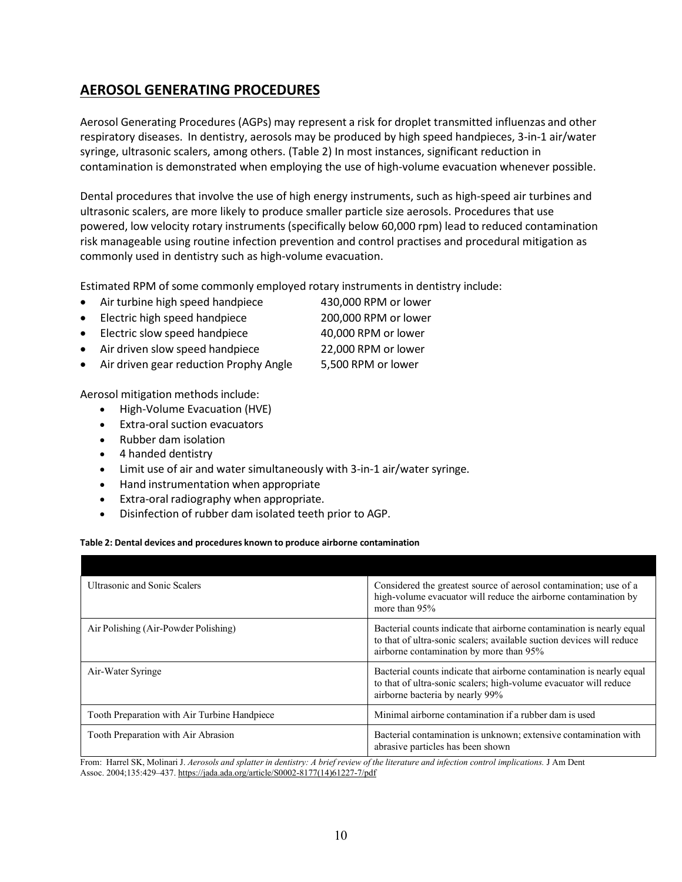## AEROSOL GENERATING PROCEDURES

Aerosol Generating Procedures (AGPs) may represent a risk for droplet transmitted influenzas and other respiratory diseases. In dentistry, aerosols may be produced by high speed handpieces, 3-in-1 air/water syringe, ultrasonic scalers, among others. (Table 2) In most instances, significant reduction in contamination is demonstrated when employing the use of high-volume evacuation whenever possible.

Dental procedures that involve the use of high energy instruments, such as high-speed air turbines and ultrasonic scalers, are more likely to produce smaller particle size aerosols. Procedures that use powered, low velocity rotary instruments (specifically below 60,000 rpm) lead to reduced contamination risk manageable using routine infection prevention and control practises and procedural mitigation as commonly used in dentistry such as high-volume evacuation.

Estimated RPM of some commonly employed rotary instruments in dentistry include:

- Air turbine high speed handpiece 430,000 RPM or lower
- Electric high speed handpiece 200,000 RPM or lower
- Electric slow speed handpiece 40,000 RPM or lower
- Air driven slow speed handpiece 22,000 RPM or lower
- Air driven gear reduction Prophy Angle 5,500 RPM or lower

Aerosol mitigation methods include:

- High-Volume Evacuation (HVE)
- Extra-oral suction evacuators
- Rubber dam isolation
- 4 handed dentistry
- Limit use of air and water simultaneously with 3-in-1 air/water syringe.
- Hand instrumentation when appropriate
- Extra-oral radiography when appropriate.
- Disinfection of rubber dam isolated teeth prior to AGP.

**Table 2: Dental devices and procedures known to produce airborne contamination**

| | |
|---|---|
| Ultrasonic and Sonic Scalers | Considered the greatest source of aerosol contamination; use of a high-volume evacuator will reduce the airborne contamination by more than 95% |
| Air Polishing (Air-Powder Polishing) | Bacterial counts indicate that airborne contamination is nearly equal to that of ultra-sonic scalers; available suction devices will reduce airborne contamination by more than 95% |
| Air-Water Syringe | Bacterial counts indicate that airborne contamination is nearly equal to that of ultra-sonic scalers; high-volume evacuator will reduce airborne bacteria by nearly 99% |
| Tooth Preparation with Air Turbine Handpiece | Minimal airborne contamination if a rubber dam is used |
| Tooth Preparation with Air Abrasion | Bacterial contamination is unknown; extensive contamination with abrasive particles has been shown |

From: Harrel SK, Molinari J. *Aerosols and splatter in dentistry: A brief review of the literature and infection control implications.* J Am Dent Assoc. 2004;135:429–437. https://jada.ada.org/article/S0002-8177(14)61227-7/pdf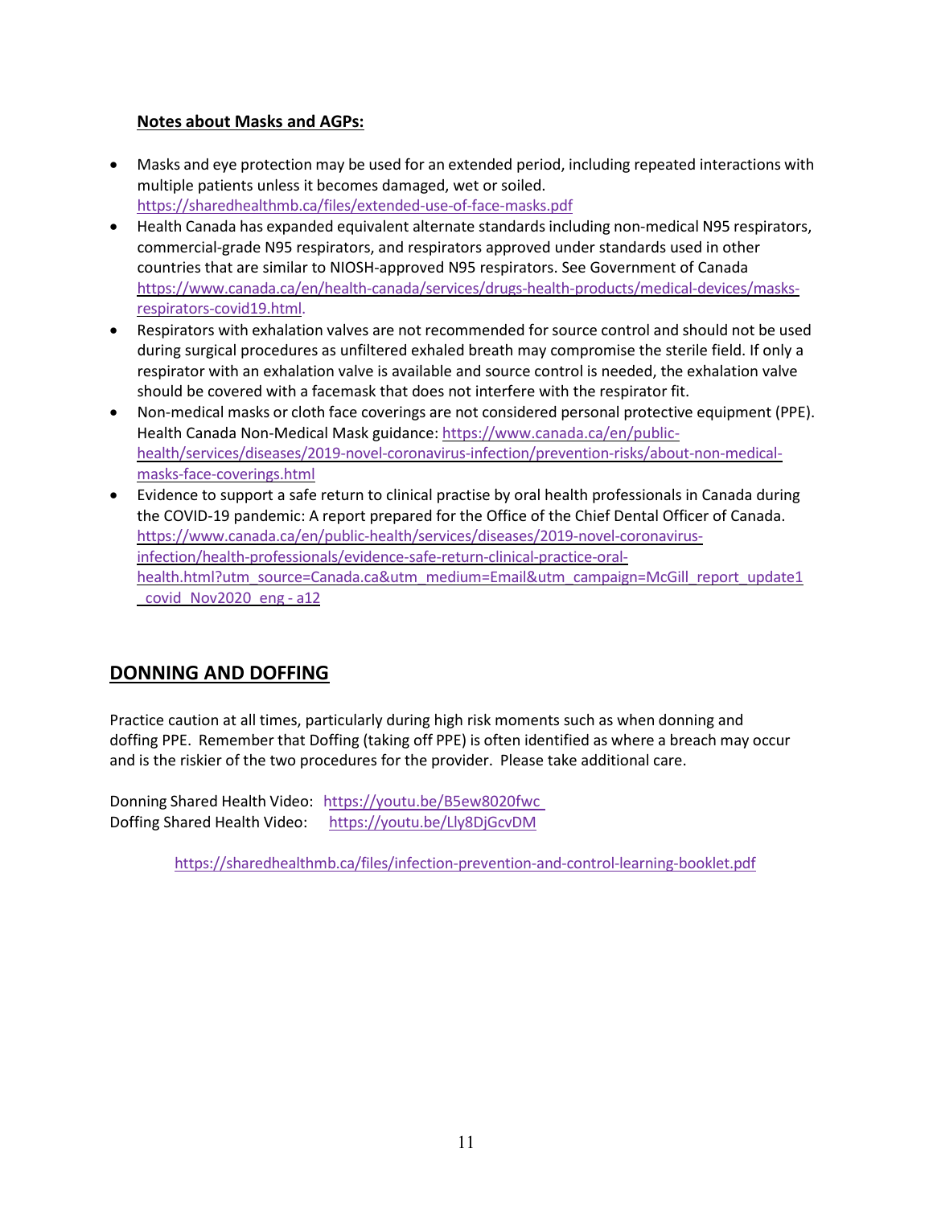**Notes about Masks and AGPs:**

- Masks and eye protection may be used for an extended period, including repeated interactions with multiple patients unless it becomes damaged, wet or soiled. https://sharedhealthmb.ca/files/extended-use-of-face-masks.pdf
- Health Canada has expanded equivalent alternate standards including non-medical N95 respirators, commercial-grade N95 respirators, and respirators approved under standards used in other countries that are similar to NIOSH-approved N95 respirators. See Government of Canada https://www.canada.ca/en/health-canada/services/drugs-health-products/medical-devices/masks-respirators-covid19.html.
- Respirators with exhalation valves are not recommended for source control and should not be used during surgical procedures as unfiltered exhaled breath may compromise the sterile field. If only a respirator with an exhalation valve is available and source control is needed, the exhalation valve should be covered with a facemask that does not interfere with the respirator fit.
- Non-medical masks or cloth face coverings are not considered personal protective equipment (PPE). Health Canada Non-Medical Mask guidance: https://www.canada.ca/en/public-health/services/diseases/2019-novel-coronavirus-infection/prevention-risks/about-non-medical-masks-face-coverings.html
- Evidence to support a safe return to clinical practise by oral health professionals in Canada during the COVID-19 pandemic: A report prepared for the Office of the Chief Dental Officer of Canada. https://www.canada.ca/en/public-health/services/diseases/2019-novel-coronavirus-infection/health-professionals/evidence-safe-return-clinical-practice-oral-health.html?utm_source=Canada.ca&utm_medium=Email&utm_campaign=McGill_report_update1_covid_Nov2020_eng - a12

## DONNING AND DOFFING

Practice caution at all times, particularly during high risk moments such as when donning and doffing PPE. Remember that Doffing (taking off PPE) is often identified as where a breach may occur and is the riskier of the two procedures for the provider. Please take additional care.

Donning Shared Health Video: https://youtu.be/B5ew8020fwc
Doffing Shared Health Video: https://youtu.be/Lly8DjGcvDM

https://sharedhealthmb.ca/files/infection-prevention-and-control-learning-booklet.pdf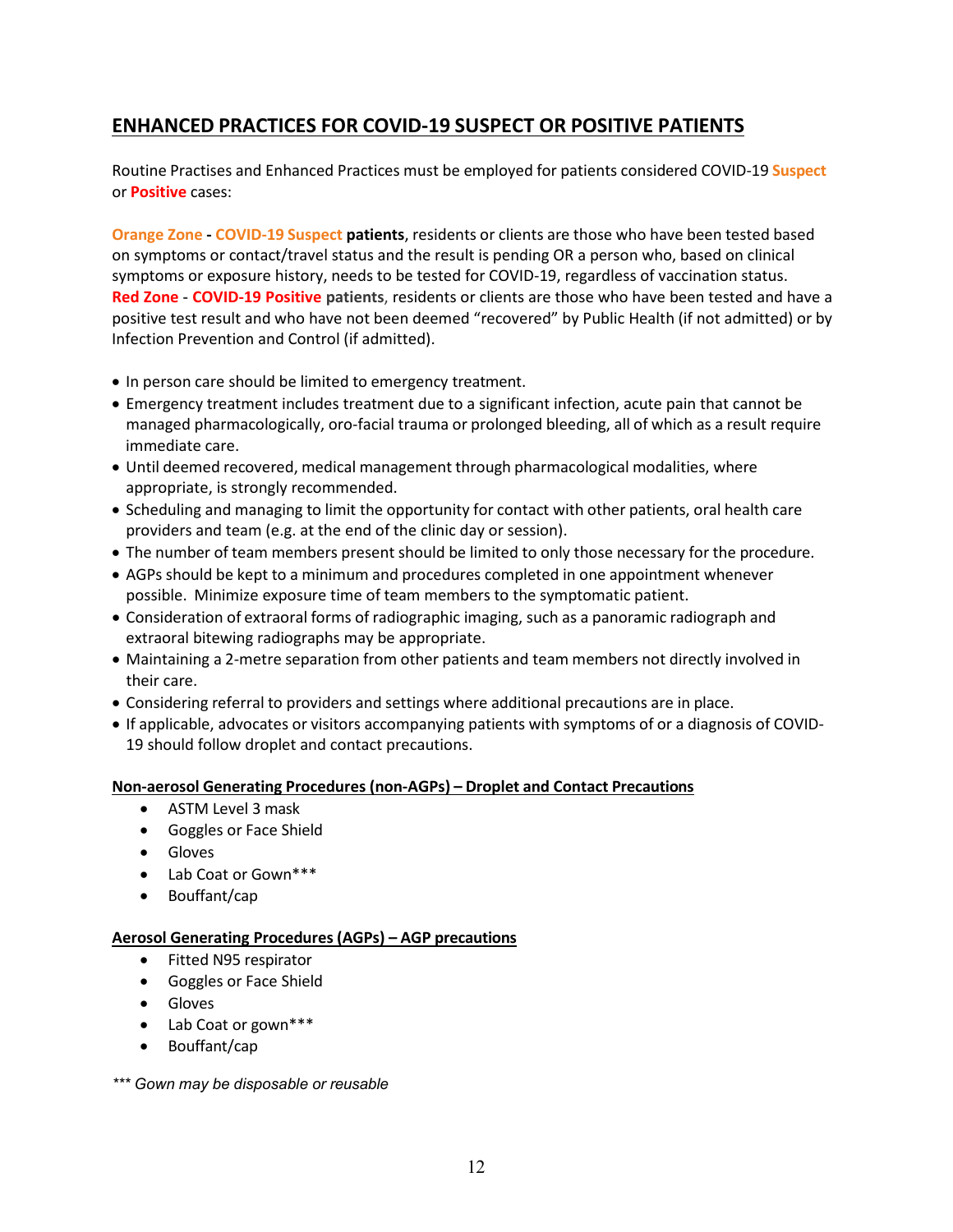## ENHANCED PRACTICES FOR COVID-19 SUSPECT OR POSITIVE PATIENTS

Routine Practises and Enhanced Practices must be employed for patients considered COVID-19 **Suspect** or **Positive** cases:

**Orange Zone - COVID-19 Suspect patients**, residents or clients are those who have been tested based on symptoms or contact/travel status and the result is pending OR a person who, based on clinical symptoms or exposure history, needs to be tested for COVID-19, regardless of vaccination status.
**Red Zone - COVID-19 Positive patients**, residents or clients are those who have been tested and have a positive test result and who have not been deemed "recovered" by Public Health (if not admitted) or by Infection Prevention and Control (if admitted).

- In person care should be limited to emergency treatment.
- Emergency treatment includes treatment due to a significant infection, acute pain that cannot be managed pharmacologically, oro-facial trauma or prolonged bleeding, all of which as a result require immediate care.
- Until deemed recovered, medical management through pharmacological modalities, where appropriate, is strongly recommended.
- Scheduling and managing to limit the opportunity for contact with other patients, oral health care providers and team (e.g. at the end of the clinic day or session).
- The number of team members present should be limited to only those necessary for the procedure.
- AGPs should be kept to a minimum and procedures completed in one appointment whenever possible. Minimize exposure time of team members to the symptomatic patient.
- Consideration of extraoral forms of radiographic imaging, such as a panoramic radiograph and extraoral bitewing radiographs may be appropriate.
- Maintaining a 2-metre separation from other patients and team members not directly involved in their care.
- Considering referral to providers and settings where additional precautions are in place.
- If applicable, advocates or visitors accompanying patients with symptoms of or a diagnosis of COVID-19 should follow droplet and contact precautions.

**Non-aerosol Generating Procedures (non-AGPs) – Droplet and Contact Precautions**

- ASTM Level 3 mask
- Goggles or Face Shield
- Gloves
- Lab Coat or Gown***
- Bouffant/cap

**Aerosol Generating Procedures (AGPs) – AGP precautions**

- Fitted N95 respirator
- Goggles or Face Shield
- Gloves
- Lab Coat or gown***
- Bouffant/cap

*\*\*\* Gown may be disposable or reusable*